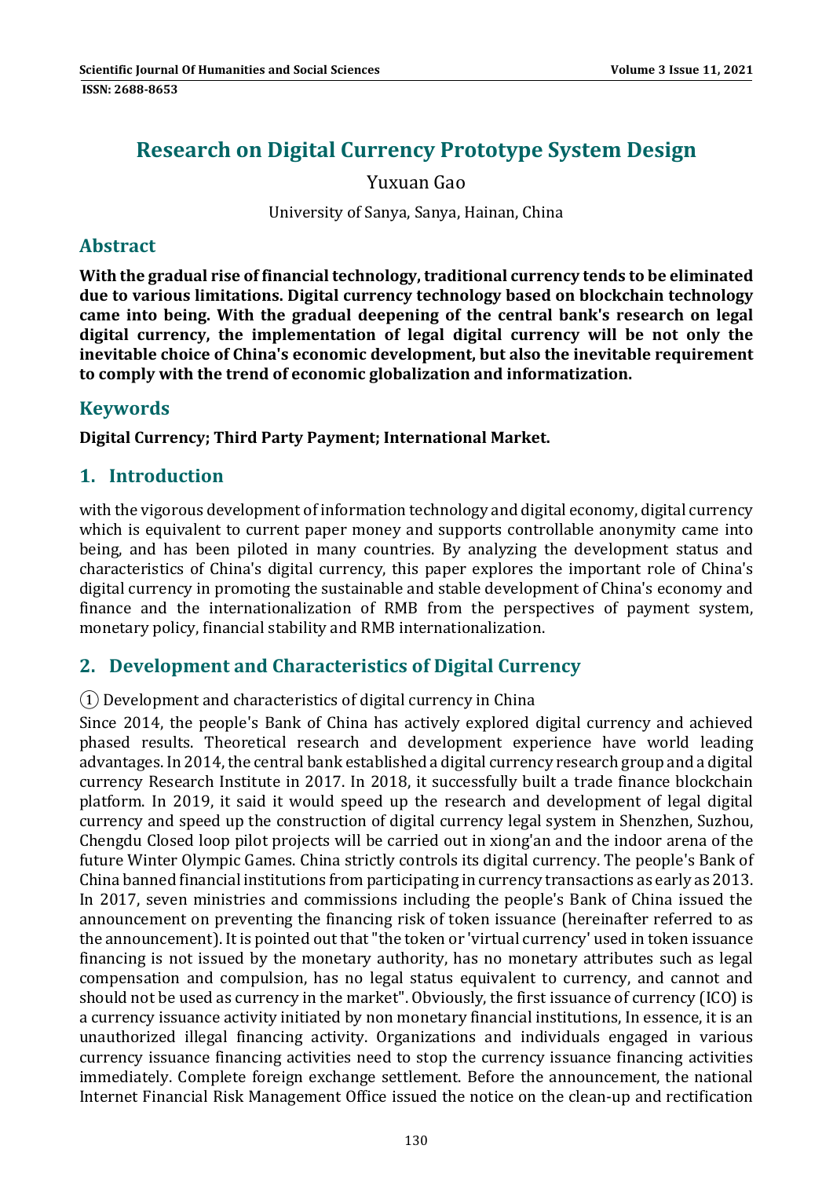# Research on Digital Currency Prototype System Design

Yuxuan Gao

University of Sanya, Sanya, Hainan, China

## Abstract

**With the gradual rise of financial technology, traditional currency tends to be eliminated due to various limitations. Digital currency technology based on blockchain technology came into being. With the gradual deepening of the central bank's research on legal digital currency, the implementation of legal digital currency will be not only the inevitable choice of China's economic development, but also the inevitable requirement to comply with the trend of economic globalization and informatization.**

## Keywords

**Digital Currency; Third Party Payment; International Market.**

## 1. Introduction

with the vigorous development of information technology and digital economy, digital currency which is equivalent to current paper money and supports controllable anonymity came into being, and has been piloted in many countries. By analyzing the development status and characteristics of China's digital currency, this paper explores the important role of China's digital currency in promoting the sustainable and stable development of China's economy and finance and the internationalization of RMB from the perspectives of payment system, monetary policy, financial stability and RMB internationalization.

## 2. Development and Characteristics of Digital Currency

① Development and characteristics of digital currency in China

Since 2014, the people's Bank of China has actively explored digital currency and achieved phased results. Theoretical research and development experience have world leading advantages. In 2014, the central bank established a digital currency research group and a digital currency Research Institute in 2017. In 2018, it successfully built a trade finance blockchain platform. In 2019, it said it would speed up the research and development of legal digital currency and speed up the construction of digital currency legal system in Shenzhen, Suzhou, Chengdu Closed loop pilot projects will be carried out in xiong'an and the indoor arena of the future Winter Olympic Games. China strictly controls its digital currency. The people's Bank of China banned financial institutions from participating in currency transactions as early as 2013. In 2017, seven ministries and commissions including the people's Bank of China issued the announcement on preventing the financing risk of token issuance (hereinafter referred to as the announcement). It is pointed out that "the token or 'virtual currency' used in token issuance financing is not issued by the monetary authority, has no monetary attributes such as legal compensation and compulsion, has no legal status equivalent to currency, and cannot and should not be used as currency in the market". Obviously, the first issuance of currency (ICO) is a currency issuance activity initiated by non monetary financial institutions, In essence, it is an unauthorized illegal financing activity. Organizations and individuals engaged in various currency issuance financing activities need to stop the currency issuance financing activities immediately. Complete foreign exchange settlement. Before the announcement, the national Internet Financial Risk Management Office issued the notice on the clean-up and rectification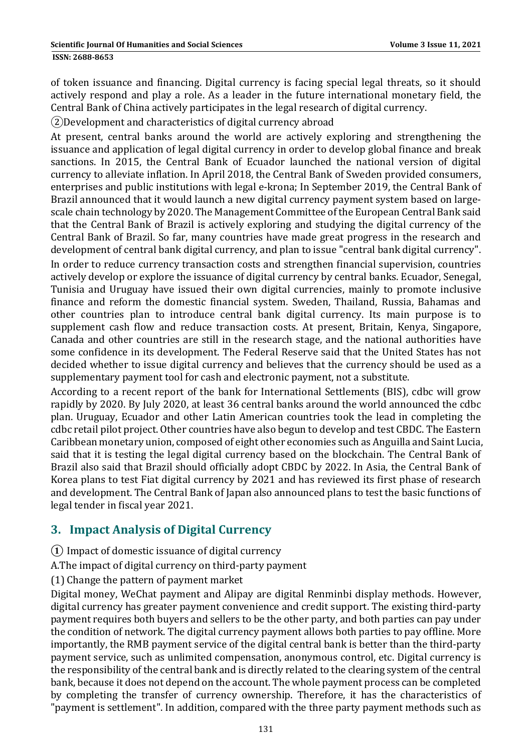of token issuance and financing. Digital currency is facing special legal threats, so it should actively respond and play a role. As a leader in the future international monetary field, the Central Bank of China actively participates in the legal research of digital currency.

②Development and characteristics of digital currency abroad

At present, central banks around the world are actively exploring and strengthening the issuance and application of legal digital currency in order to develop global finance and break sanctions. In 2015, the Central Bank of Ecuador launched the national version of digital currency to alleviate inflation. In April 2018, the Central Bank of Sweden provided consumers, enterprises and public institutions with legal e-krona; In September 2019, the Central Bank of Brazil announced that it would launch a new digital currency payment system based on large-scale chain technology by 2020. The Management Committee of the European Central Bank said that the Central Bank of Brazil is actively exploring and studying the digital currency of the Central Bank of Brazil. So far, many countries have made great progress in the research and development of central bank digital currency, and plan to issue "central bank digital currency".

In order to reduce currency transaction costs and strengthen financial supervision, countries actively develop or explore the issuance of digital currency by central banks. Ecuador, Senegal, Tunisia and Uruguay have issued their own digital currencies, mainly to promote inclusive finance and reform the domestic financial system. Sweden, Thailand, Russia, Bahamas and other countries plan to introduce central bank digital currency. Its main purpose is to supplement cash flow and reduce transaction costs. At present, Britain, Kenya, Singapore, Canada and other countries are still in the research stage, and the national authorities have some confidence in its development. The Federal Reserve said that the United States has not decided whether to issue digital currency and believes that the currency should be used as a supplementary payment tool for cash and electronic payment, not a substitute.

According to a recent report of the bank for International Settlements (BIS), cdbc will grow rapidly by 2020. By July 2020, at least 36 central banks around the world announced the cdbc plan. Uruguay, Ecuador and other Latin American countries took the lead in completing the cdbc retail pilot project. Other countries have also begun to develop and test CBDC. The Eastern Caribbean monetary union, composed of eight other economies such as Anguilla and Saint Lucia, said that it is testing the legal digital currency based on the blockchain. The Central Bank of Brazil also said that Brazil should officially adopt CBDC by 2022. In Asia, the Central Bank of Korea plans to test Fiat digital currency by 2021 and has reviewed its first phase of research and development. The Central Bank of Japan also announced plans to test the basic functions of legal tender in fiscal year 2021.

## 3. Impact Analysis of Digital Currency

① Impact of domestic issuance of digital currency

A.The impact of digital currency on third-party payment

(1) Change the pattern of payment market

Digital money, WeChat payment and Alipay are digital Renminbi display methods. However, digital currency has greater payment convenience and credit support. The existing third-party payment requires both buyers and sellers to be the other party, and both parties can pay under the condition of network. The digital currency payment allows both parties to pay offline. More importantly, the RMB payment service of the digital central bank is better than the third-party payment service, such as unlimited compensation, anonymous control, etc. Digital currency is the responsibility of the central bank and is directly related to the clearing system of the central bank, because it does not depend on the account. The whole payment process can be completed by completing the transfer of currency ownership. Therefore, it has the characteristics of "payment is settlement". In addition, compared with the three party payment methods such as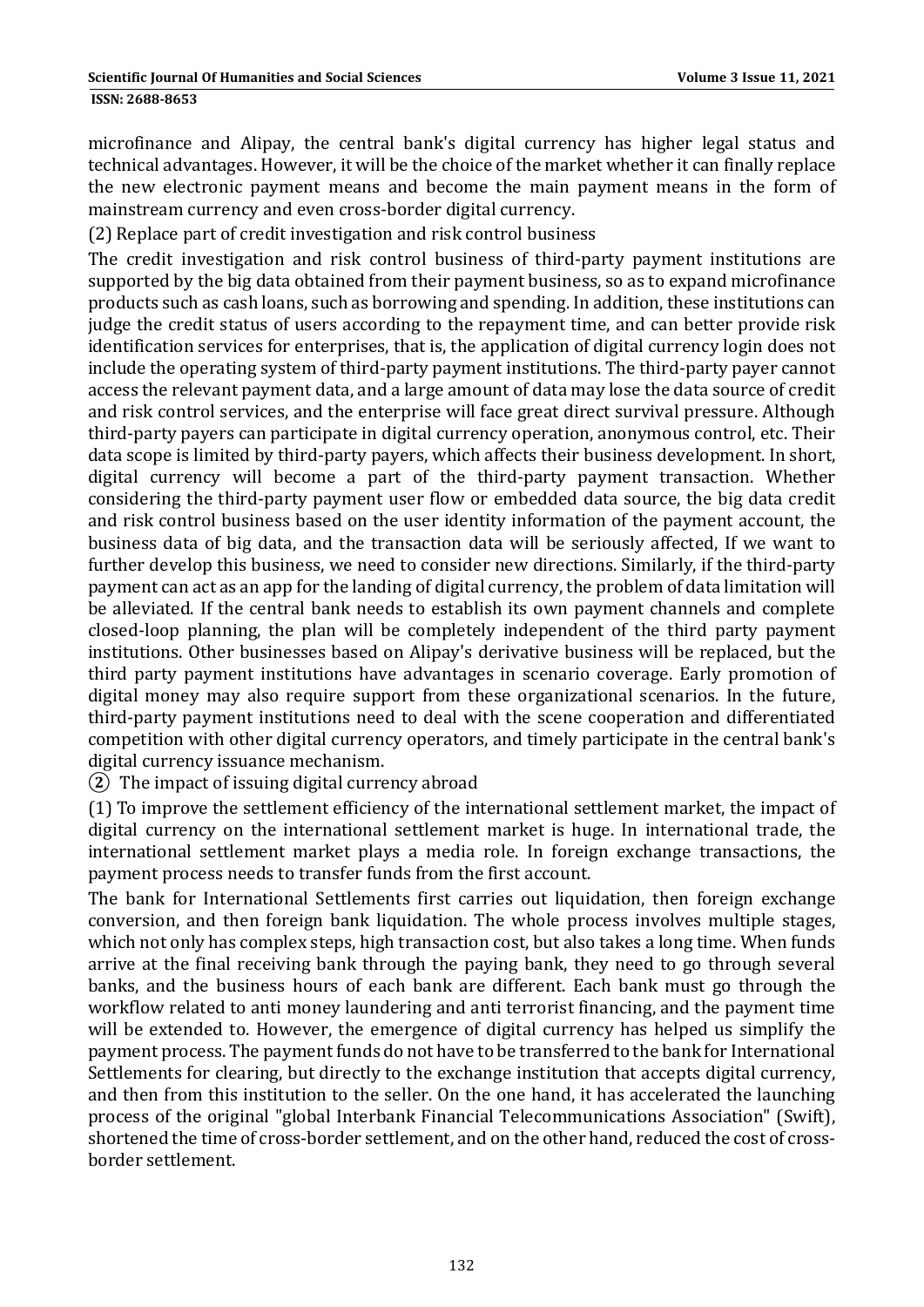microfinance and Alipay, the central bank's digital currency has higher legal status and technical advantages. However, it will be the choice of the market whether it can finally replace the new electronic payment means and become the main payment means in the form of mainstream currency and even cross-border digital currency.

(2) Replace part of credit investigation and risk control business

The credit investigation and risk control business of third-party payment institutions are supported by the big data obtained from their payment business, so as to expand microfinance products such as cash loans, such as borrowing and spending. In addition, these institutions can judge the credit status of users according to the repayment time, and can better provide risk identification services for enterprises, that is, the application of digital currency login does not include the operating system of third-party payment institutions. The third-party payer cannot access the relevant payment data, and a large amount of data may lose the data source of credit and risk control services, and the enterprise will face great direct survival pressure. Although third-party payers can participate in digital currency operation, anonymous control, etc. Their data scope is limited by third-party payers, which affects their business development. In short, digital currency will become a part of the third-party payment transaction. Whether considering the third-party payment user flow or embedded data source, the big data credit and risk control business based on the user identity information of the payment account, the business data of big data, and the transaction data will be seriously affected, If we want to further develop this business, we need to consider new directions. Similarly, if the third-party payment can act as an app for the landing of digital currency, the problem of data limitation will be alleviated. If the central bank needs to establish its own payment channels and complete closed-loop planning, the plan will be completely independent of the third party payment institutions. Other businesses based on Alipay's derivative business will be replaced, but the third party payment institutions have advantages in scenario coverage. Early promotion of digital money may also require support from these organizational scenarios. In the future, third-party payment institutions need to deal with the scene cooperation and differentiated competition with other digital currency operators, and timely participate in the central bank's digital currency issuance mechanism.

② The impact of issuing digital currency abroad

(1) To improve the settlement efficiency of the international settlement market, the impact of digital currency on the international settlement market is huge. In international trade, the international settlement market plays a media role. In foreign exchange transactions, the payment process needs to transfer funds from the first account.

The bank for International Settlements first carries out liquidation, then foreign exchange conversion, and then foreign bank liquidation. The whole process involves multiple stages, which not only has complex steps, high transaction cost, but also takes a long time. When funds arrive at the final receiving bank through the paying bank, they need to go through several banks, and the business hours of each bank are different. Each bank must go through the workflow related to anti money laundering and anti terrorist financing, and the payment time will be extended to. However, the emergence of digital currency has helped us simplify the payment process. The payment funds do not have to be transferred to the bank for International Settlements for clearing, but directly to the exchange institution that accepts digital currency, and then from this institution to the seller. On the one hand, it has accelerated the launching process of the original "global Interbank Financial Telecommunications Association" (Swift), shortened the time of cross-border settlement, and on the other hand, reduced the cost of cross-border settlement.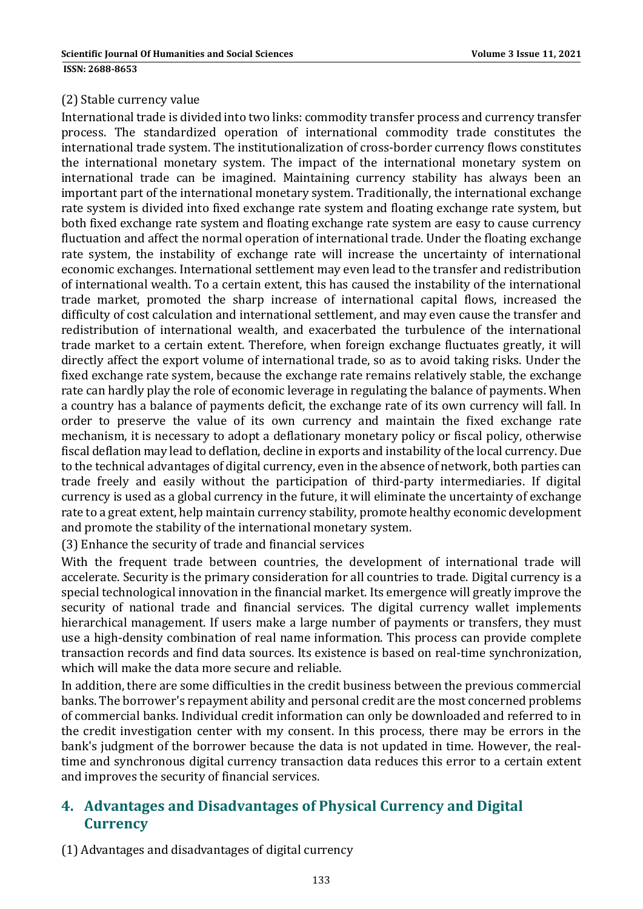(2) Stable currency value

International trade is divided into two links: commodity transfer process and currency transfer process. The standardized operation of international commodity trade constitutes the international trade system. The institutionalization of cross-border currency flows constitutes the international monetary system. The impact of the international monetary system on international trade can be imagined. Maintaining currency stability has always been an important part of the international monetary system. Traditionally, the international exchange rate system is divided into fixed exchange rate system and floating exchange rate system, but both fixed exchange rate system and floating exchange rate system are easy to cause currency fluctuation and affect the normal operation of international trade. Under the floating exchange rate system, the instability of exchange rate will increase the uncertainty of international economic exchanges. International settlement may even lead to the transfer and redistribution of international wealth. To a certain extent, this has caused the instability of the international trade market, promoted the sharp increase of international capital flows, increased the difficulty of cost calculation and international settlement, and may even cause the transfer and redistribution of international wealth, and exacerbated the turbulence of the international trade market to a certain extent. Therefore, when foreign exchange fluctuates greatly, it will directly affect the export volume of international trade, so as to avoid taking risks. Under the fixed exchange rate system, because the exchange rate remains relatively stable, the exchange rate can hardly play the role of economic leverage in regulating the balance of payments. When a country has a balance of payments deficit, the exchange rate of its own currency will fall. In order to preserve the value of its own currency and maintain the fixed exchange rate mechanism, it is necessary to adopt a deflationary monetary policy or fiscal policy, otherwise fiscal deflation may lead to deflation, decline in exports and instability of the local currency. Due to the technical advantages of digital currency, even in the absence of network, both parties can trade freely and easily without the participation of third-party intermediaries. If digital currency is used as a global currency in the future, it will eliminate the uncertainty of exchange rate to a great extent, help maintain currency stability, promote healthy economic development and promote the stability of the international monetary system.

(3) Enhance the security of trade and financial services

With the frequent trade between countries, the development of international trade will accelerate. Security is the primary consideration for all countries to trade. Digital currency is a special technological innovation in the financial market. Its emergence will greatly improve the security of national trade and financial services. The digital currency wallet implements hierarchical management. If users make a large number of payments or transfers, they must use a high-density combination of real name information. This process can provide complete transaction records and find data sources. Its existence is based on real-time synchronization, which will make the data more secure and reliable.

In addition, there are some difficulties in the credit business between the previous commercial banks. The borrower's repayment ability and personal credit are the most concerned problems of commercial banks. Individual credit information can only be downloaded and referred to in the credit investigation center with my consent. In this process, there may be errors in the bank's judgment of the borrower because the data is not updated in time. However, the real-time and synchronous digital currency transaction data reduces this error to a certain extent and improves the security of financial services.

## 4. Advantages and Disadvantages of Physical Currency and Digital Currency

(1) Advantages and disadvantages of digital currency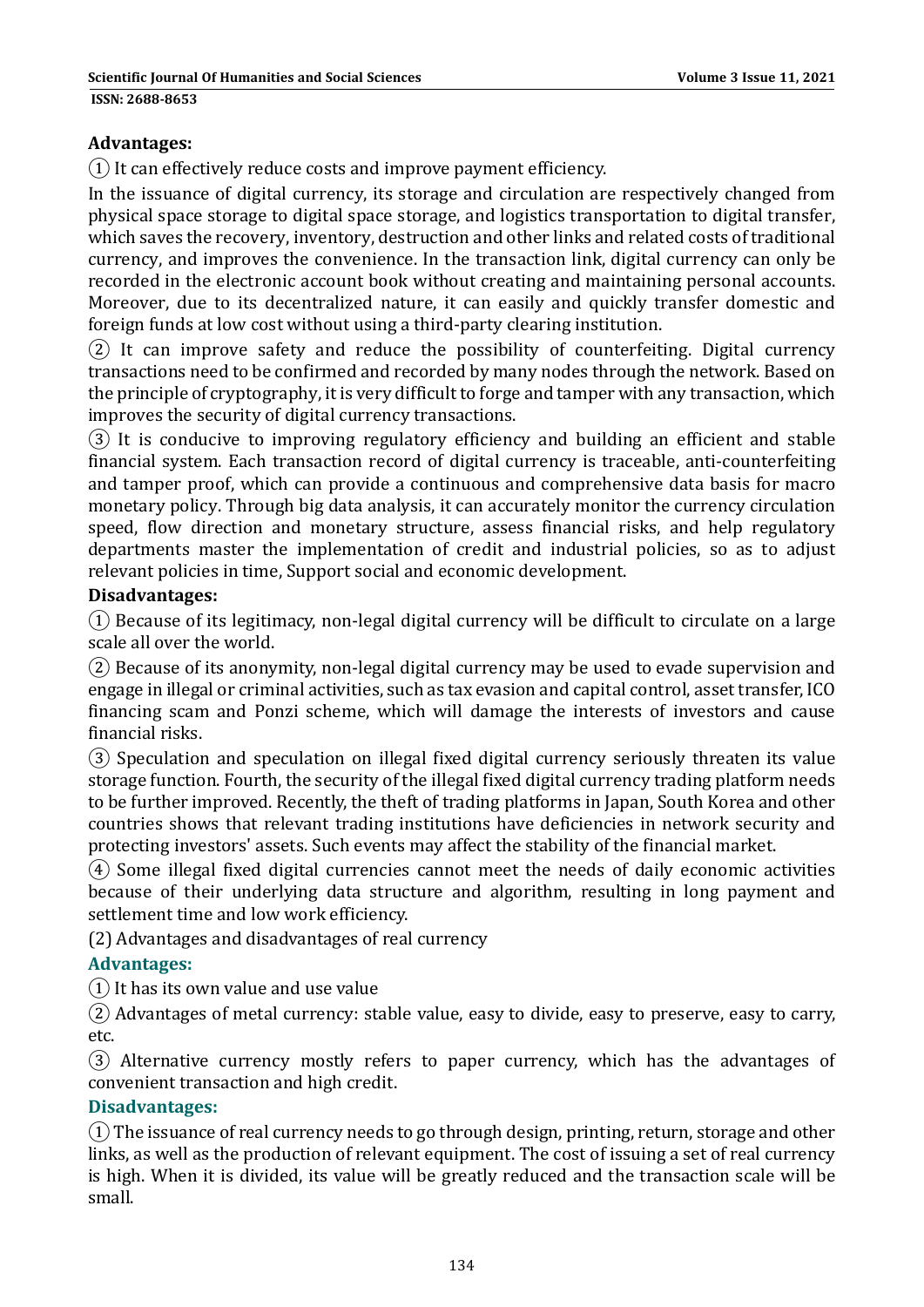**Advantages:**

① It can effectively reduce costs and improve payment efficiency.

In the issuance of digital currency, its storage and circulation are respectively changed from physical space storage to digital space storage, and logistics transportation to digital transfer, which saves the recovery, inventory, destruction and other links and related costs of traditional currency, and improves the convenience. In the transaction link, digital currency can only be recorded in the electronic account book without creating and maintaining personal accounts. Moreover, due to its decentralized nature, it can easily and quickly transfer domestic and foreign funds at low cost without using a third-party clearing institution.

② It can improve safety and reduce the possibility of counterfeiting. Digital currency transactions need to be confirmed and recorded by many nodes through the network. Based on the principle of cryptography, it is very difficult to forge and tamper with any transaction, which improves the security of digital currency transactions.

③ It is conducive to improving regulatory efficiency and building an efficient and stable financial system. Each transaction record of digital currency is traceable, anti-counterfeiting and tamper proof, which can provide a continuous and comprehensive data basis for macro monetary policy. Through big data analysis, it can accurately monitor the currency circulation speed, flow direction and monetary structure, assess financial risks, and help regulatory departments master the implementation of credit and industrial policies, so as to adjust relevant policies in time, Support social and economic development.

**Disadvantages:**

① Because of its legitimacy, non-legal digital currency will be difficult to circulate on a large scale all over the world.

② Because of its anonymity, non-legal digital currency may be used to evade supervision and engage in illegal or criminal activities, such as tax evasion and capital control, asset transfer, ICO financing scam and Ponzi scheme, which will damage the interests of investors and cause financial risks.

③ Speculation and speculation on illegal fixed digital currency seriously threaten its value storage function. Fourth, the security of the illegal fixed digital currency trading platform needs to be further improved. Recently, the theft of trading platforms in Japan, South Korea and other countries shows that relevant trading institutions have deficiencies in network security and protecting investors' assets. Such events may affect the stability of the financial market.

④ Some illegal fixed digital currencies cannot meet the needs of daily economic activities because of their underlying data structure and algorithm, resulting in long payment and settlement time and low work efficiency.

(2) Advantages and disadvantages of real currency

**Advantages:**

① It has its own value and use value

② Advantages of metal currency: stable value, easy to divide, easy to preserve, easy to carry, etc.

③ Alternative currency mostly refers to paper currency, which has the advantages of convenient transaction and high credit.

**Disadvantages:**

① The issuance of real currency needs to go through design, printing, return, storage and other links, as well as the production of relevant equipment. The cost of issuing a set of real currency is high. When it is divided, its value will be greatly reduced and the transaction scale will be small.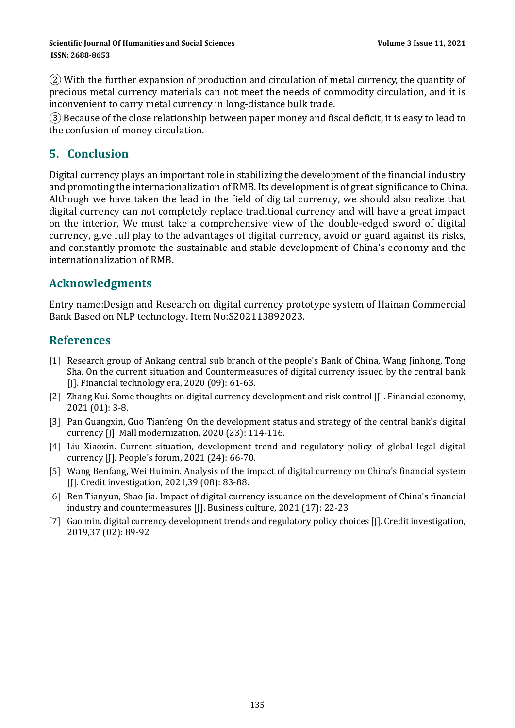② With the further expansion of production and circulation of metal currency, the quantity of precious metal currency materials can not meet the needs of commodity circulation, and it is inconvenient to carry metal currency in long-distance bulk trade.

③ Because of the close relationship between paper money and fiscal deficit, it is easy to lead to the confusion of money circulation.

## 5. Conclusion

Digital currency plays an important role in stabilizing the development of the financial industry and promoting the internationalization of RMB. Its development is of great significance to China. Although we have taken the lead in the field of digital currency, we should also realize that digital currency can not completely replace traditional currency and will have a great impact on the interior, We must take a comprehensive view of the double-edged sword of digital currency, give full play to the advantages of digital currency, avoid or guard against its risks, and constantly promote the sustainable and stable development of China's economy and the internationalization of RMB.

## Acknowledgments

Entry name:Design and Research on digital currency prototype system of Hainan Commercial Bank Based on NLP technology. Item No:S202113892023.

## References

[1] Research group of Ankang central sub branch of the people's Bank of China, Wang Jinhong, Tong Sha. On the current situation and Countermeasures of digital currency issued by the central bank [J]. Financial technology era, 2020 (09): 61-63.

[2] Zhang Kui. Some thoughts on digital currency development and risk control [J]. Financial economy, 2021 (01): 3-8.

[3] Pan Guangxin, Guo Tianfeng. On the development status and strategy of the central bank's digital currency [J]. Mall modernization, 2020 (23): 114-116.

[4] Liu Xiaoxin. Current situation, development trend and regulatory policy of global legal digital currency [J]. People's forum, 2021 (24): 66-70.

[5] Wang Benfang, Wei Huimin. Analysis of the impact of digital currency on China's financial system [J]. Credit investigation, 2021,39 (08): 83-88.

[6] Ren Tianyun, Shao Jia. Impact of digital currency issuance on the development of China's financial industry and countermeasures [J]. Business culture, 2021 (17): 22-23.

[7] Gao min. digital currency development trends and regulatory policy choices [J]. Credit investigation, 2019,37 (02): 89-92.